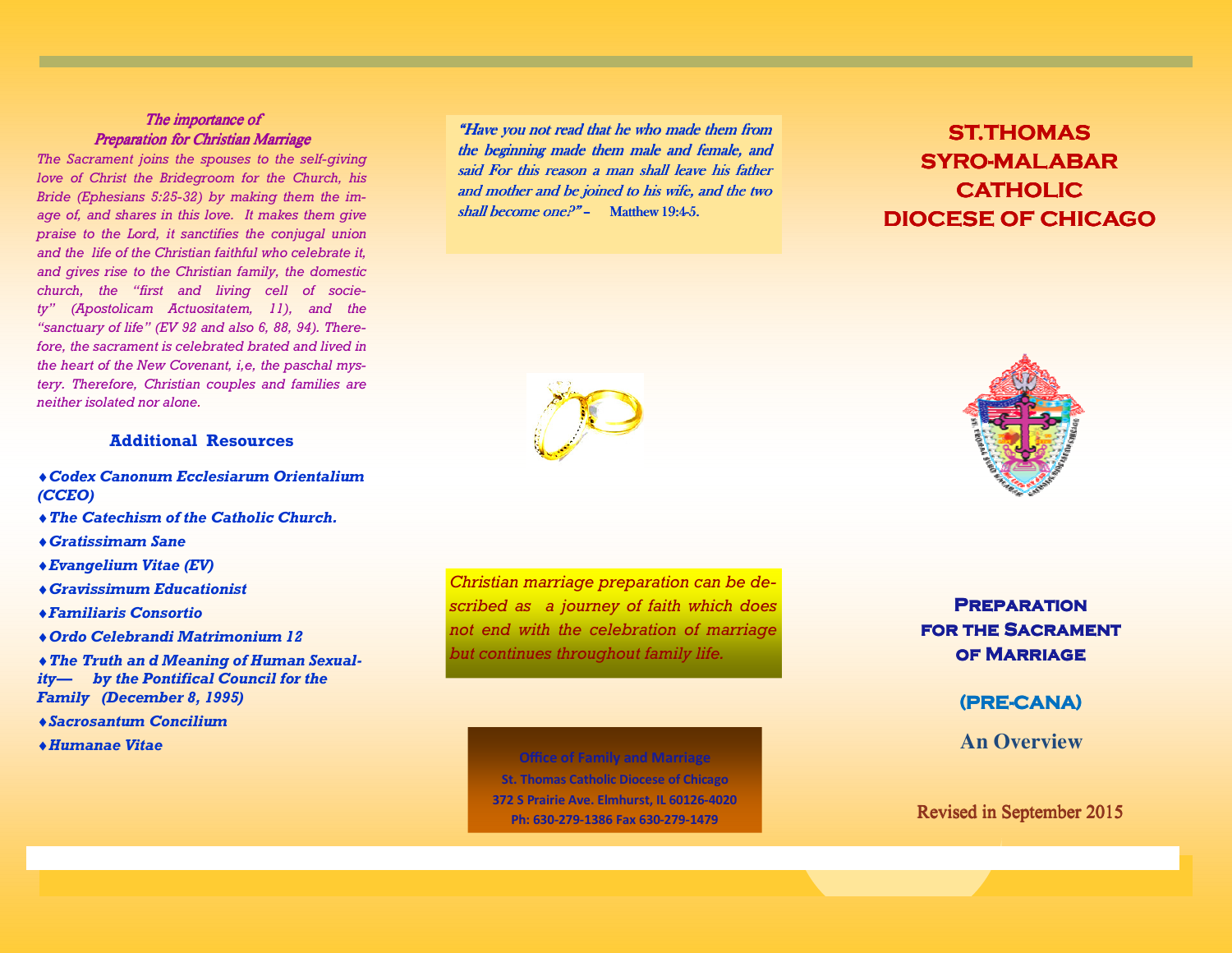### *The importance of Preparation for Christian Marriage*

*The Sacrament joins the spouses to the self-giving love of Christ the Bridegroom for the Church, his Bride (Ephesians 5:25-32) by making them the image of, and shares in this love. It makes them give praise to the Lord, it sanctifies the conjugal union and the life of the Christian faithful who celebrate it, and gives rise to the Christian family, the domestic church, the "first and living cell of society" (Apostolicam Actuositatem, 11), and the "sanctuary of life" (EV 92 and also 6, 88, 94). Therefore, the sacrament is celebrated brated and lived in the heart of the New Covenant, i,e, the paschal mystery. Therefore, Christian couples and families are neither isolated nor alone.*

### Additional Resources

- ***Codex Canonum Ecclesiarum Orientalium (CCEO)***
- ***The Catechism of the Catholic Church.***
- ***Gratissimam Sane***
- ***Evangelium Vitae (EV)***
- ***Gravissimum Educationist***
- ***Familiaris Consortio***
- ***Ordo Celebrandi Matrimonium 12***
- ***The Truth an d Meaning of Human Sexuality— by the Pontifical Council for the Family (December 8, 1995)***
- ***Sacrosantum Concilium***
- ***Humanae Vitae***

***"Have you not read that he who made them from the beginning made them male and female, and said For this reason a man shall leave his father and mother and be joined to his wife, and the two shall become one?" –*** **Matthew 19:4-5.**

*Christian marriage preparation can be described as a journey of faith which does not end with the celebration of marriage but continues throughout family life.*

**Office of Family and Marriage**
**St. Thomas Catholic Diocese of Chicago**
**372 S Prairie Ave. Elmhurst, IL 60126-4020**
**Ph: 630-279-1386 Fax 630-279-1479**

# ST.THOMAS SYRO-MALABAR CATHOLIC DIOCESE OF CHICAGO

## Preparation for the Sacrament of Marriage

## (PRE-CANA)

## An Overview

Revised in September 2015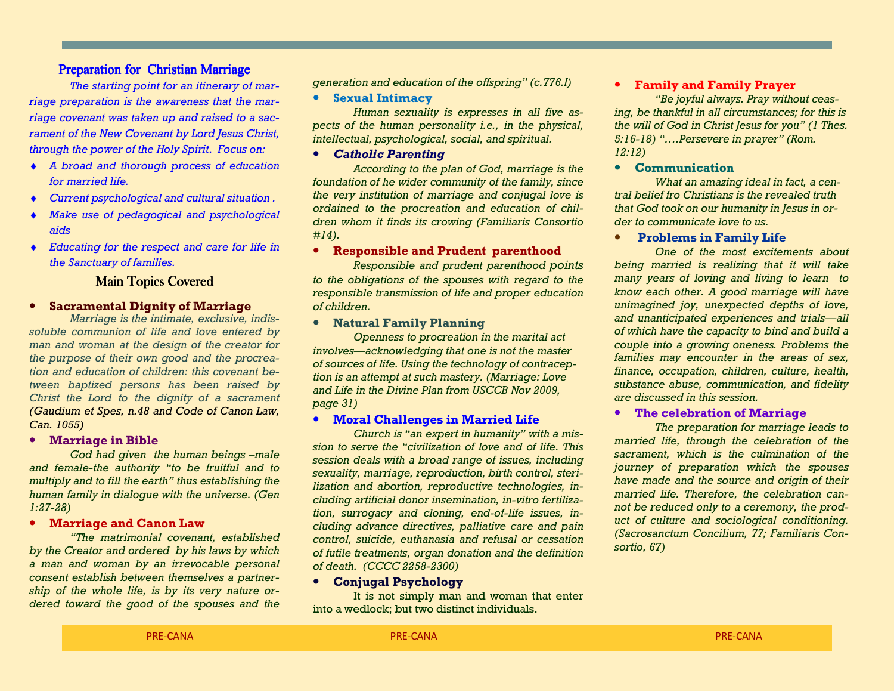## Preparation for Christian Marriage

*The starting point for an itinerary of marriage preparation is the awareness that the marriage covenant was taken up and raised to a sacrament of the New Covenant by Lord Jesus Christ, through the power of the Holy Spirit. Focus on:*

- *A broad and thorough process of education for married life.*
- *Current psychological and cultural situation .*
- *Make use of pedagogical and psychological aids*
- *Educating for the respect and care for life in the Sanctuary of families.*

### Main Topics Covered

- **Sacramental Dignity of Marriage**

  *Marriage is the intimate, exclusive, indissoluble communion of life and love entered by man and woman at the design of the creator for the purpose of their own good and the procreation and education of children: this covenant between baptized persons has been raised by Christ the Lord to the dignity of a sacrament (Gaudium et Spes, n.48 and Code of Canon Law, Can. 1055)*

- **Marriage in Bible**

  *God had given the human beings –male and female-the authority "to be fruitful and to multiply and to fill the earth" thus establishing the human family in dialogue with the universe. (Gen 1:27-28)*

- **Marriage and Canon Law**

  *"The matrimonial covenant, established by the Creator and ordered by his laws by which a man and woman by an irrevocable personal consent establish between themselves a partnership of the whole life, is by its very nature ordered toward the good of the spouses and the generation and education of the offspring" (c.776.I)*

- **Sexual Intimacy**

  *Human sexuality is expresses in all five aspects of the human personality i.e., in the physical, intellectual, psychological, social, and spiritual.*

- ***Catholic Parenting***

  *According to the plan of God, marriage is the foundation of he wider community of the family, since the very institution of marriage and conjugal love is ordained to the procreation and education of children whom it finds its crowing (Familiaris Consortio #14).*

- **Responsible and Prudent parenthood**

  *Responsible and prudent parenthood points to the obligations of the spouses with regard to the responsible transmission of life and proper education of children.*

- **Natural Family Planning**

  *Openness to procreation in the marital act involves—acknowledging that one is not the master of sources of life. Using the technology of contraception is an attempt at such mastery. (Marriage: Love and Life in the Divine Plan from USCCB Nov 2009, page 31)*

- **Moral Challenges in Married Life**

  *Church is "an expert in humanity" with a mission to serve the "civilization of love and of life. This session deals with a broad range of issues, including sexuality, marriage, reproduction, birth control, sterilization and abortion, reproductive technologies, including artificial donor insemination, in-vitro fertilization, surrogacy and cloning, end-of-life issues, including advance directives, palliative care and pain control, suicide, euthanasia and refusal or cessation of futile treatments, organ donation and the definition of death. (CCCC 2258-2300)*

- **Conjugal Psychology**

  It is not simply man and woman that enter into a wedlock; but two distinct individuals.

- **Family and Family Prayer**

  *"Be joyful always. Pray without ceasing, be thankful in all circumstances; for this is the will of God in Christ Jesus for you" (1 Thes. 5:16-18) "….Persevere in prayer" (Rom. 12:12)*

- **Communication**

  *What an amazing ideal in fact, a central belief fro Christians is the revealed truth that God took on our humanity in Jesus in order to communicate love to us.*

- **Problems in Family Life**

  *One of the most excitements about being married is realizing that it will take many years of loving and living to learn to know each other. A good marriage will have unimagined joy, unexpected depths of love, and unanticipated experiences and trials—all of which have the capacity to bind and build a couple into a growing oneness. Problems the families may encounter in the areas of sex, finance, occupation, children, culture, health, substance abuse, communication, and fidelity are discussed in this session.*

- **The celebration of Marriage**

  *The preparation for marriage leads to married life, through the celebration of the sacrament, which is the culmination of the journey of preparation which the spouses have made and the source and origin of their married life. Therefore, the celebration cannot be reduced only to a ceremony, the product of culture and sociological conditioning. (Sacrosanctum Concilium, 77; Familiaris Consortio, 67)*